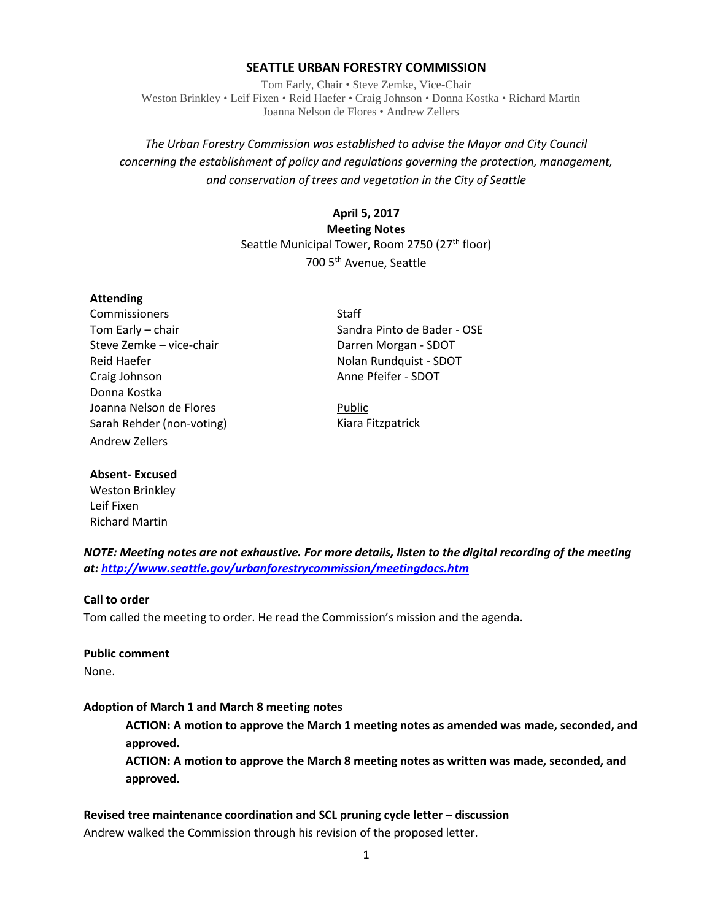# SEATTLE URBAN FORESTRY COMMISSION

Tom Early, Chair • Steve Zemke, Vice-Chair
Weston Brinkley • Leif Fixen • Reid Haefer • Craig Johnson • Donna Kostka • Richard Martin
Joanna Nelson de Flores • Andrew Zellers

*The Urban Forestry Commission was established to advise the Mayor and City Council concerning the establishment of policy and regulations governing the protection, management, and conservation of trees and vegetation in the City of Seattle*

**April 5, 2017**
**Meeting Notes**
Seattle Municipal Tower, Room 2750 (27th floor)
700 5th Avenue, Seattle

**Attending**

Commissioners
Tom Early – chair
Steve Zemke – vice-chair
Reid Haefer
Craig Johnson
Donna Kostka
Joanna Nelson de Flores
Sarah Rehder (non-voting)
Andrew Zellers

Staff
Sandra Pinto de Bader - OSE
Darren Morgan - SDOT
Nolan Rundquist - SDOT
Anne Pfeifer - SDOT

Public
Kiara Fitzpatrick

**Absent- Excused**
Weston Brinkley
Leif Fixen
Richard Martin

***NOTE: Meeting notes are not exhaustive. For more details, listen to the digital recording of the meeting at: http://www.seattle.gov/urbanforestrycommission/meetingdocs.htm***

**Call to order**
Tom called the meeting to order. He read the Commission's mission and the agenda.

**Public comment**
None.

**Adoption of March 1 and March 8 meeting notes**

> **ACTION: A motion to approve the March 1 meeting notes as amended was made, seconded, and approved.**
> **ACTION: A motion to approve the March 8 meeting notes as written was made, seconded, and approved.**

**Revised tree maintenance coordination and SCL pruning cycle letter – discussion**
Andrew walked the Commission through his revision of the proposed letter.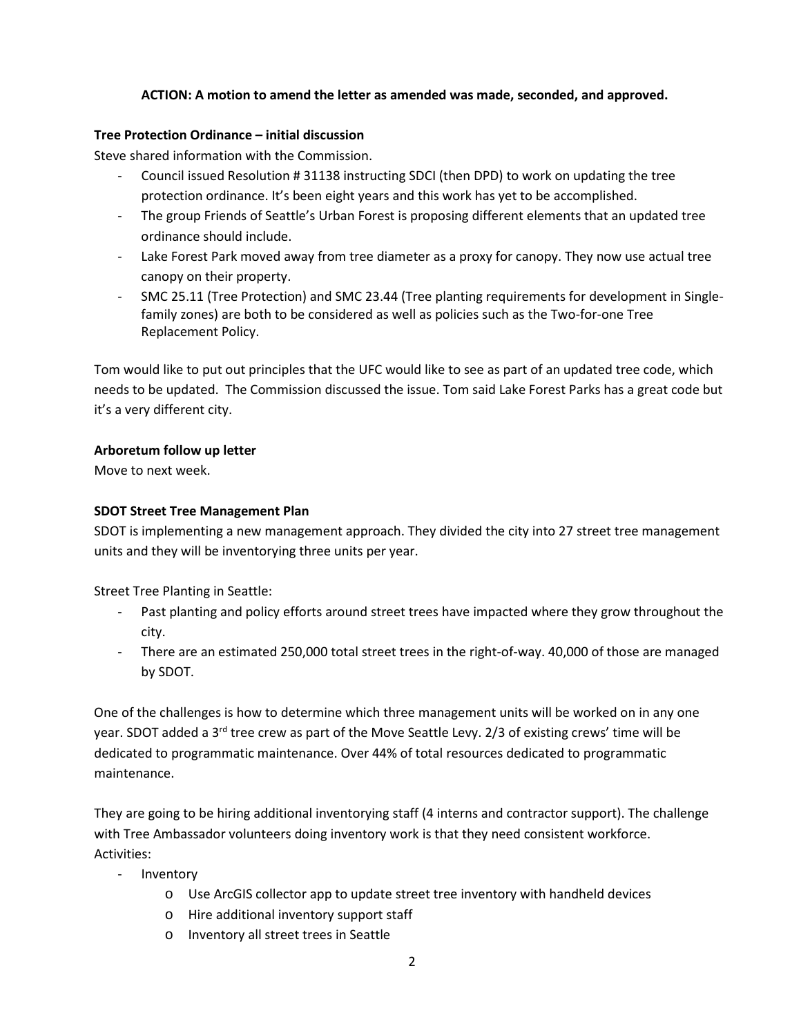**ACTION: A motion to amend the letter as amended was made, seconded, and approved.**

**Tree Protection Ordinance – initial discussion**

Steve shared information with the Commission.

- Council issued Resolution # 31138 instructing SDCI (then DPD) to work on updating the tree protection ordinance. It's been eight years and this work has yet to be accomplished.
- The group Friends of Seattle's Urban Forest is proposing different elements that an updated tree ordinance should include.
- Lake Forest Park moved away from tree diameter as a proxy for canopy. They now use actual tree canopy on their property.
- SMC 25.11 (Tree Protection) and SMC 23.44 (Tree planting requirements for development in Single-family zones) are both to be considered as well as policies such as the Two-for-one Tree Replacement Policy.

Tom would like to put out principles that the UFC would like to see as part of an updated tree code, which needs to be updated. The Commission discussed the issue. Tom said Lake Forest Parks has a great code but it's a very different city.

**Arboretum follow up letter**

Move to next week.

**SDOT Street Tree Management Plan**

SDOT is implementing a new management approach. They divided the city into 27 street tree management units and they will be inventorying three units per year.

Street Tree Planting in Seattle:

- Past planting and policy efforts around street trees have impacted where they grow throughout the city.
- There are an estimated 250,000 total street trees in the right-of-way. 40,000 of those are managed by SDOT.

One of the challenges is how to determine which three management units will be worked on in any one year. SDOT added a 3rd tree crew as part of the Move Seattle Levy. 2/3 of existing crews' time will be dedicated to programmatic maintenance. Over 44% of total resources dedicated to programmatic maintenance.

They are going to be hiring additional inventorying staff (4 interns and contractor support). The challenge with Tree Ambassador volunteers doing inventory work is that they need consistent workforce.

Activities:

- Inventory
    - Use ArcGIS collector app to update street tree inventory with handheld devices
    - Hire additional inventory support staff
    - Inventory all street trees in Seattle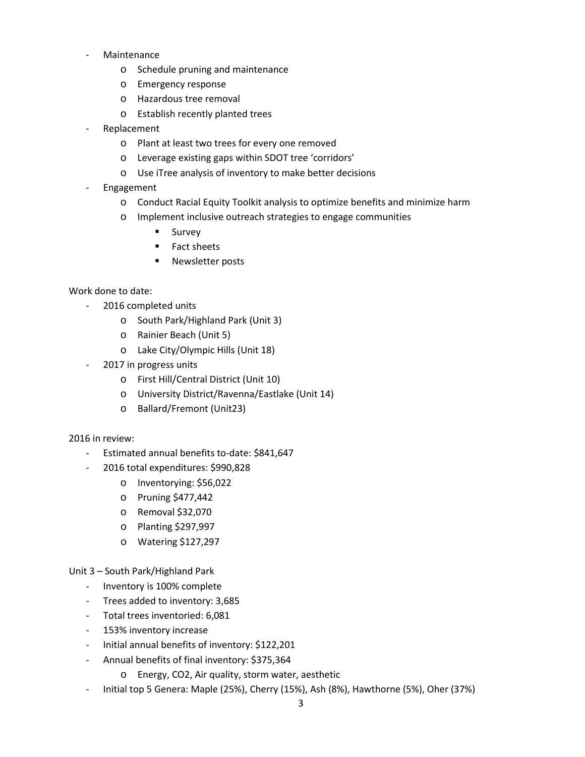- Maintenance
    - Schedule pruning and maintenance
    - Emergency response
    - Hazardous tree removal
    - Establish recently planted trees
- Replacement
    - Plant at least two trees for every one removed
    - Leverage existing gaps within SDOT tree 'corridors'
    - Use iTree analysis of inventory to make better decisions
- Engagement
    - Conduct Racial Equity Toolkit analysis to optimize benefits and minimize harm
    - Implement inclusive outreach strategies to engage communities
        - Survey
        - Fact sheets
        - Newsletter posts

Work done to date:

- 2016 completed units
    - South Park/Highland Park (Unit 3)
    - Rainier Beach (Unit 5)
    - Lake City/Olympic Hills (Unit 18)
- 2017 in progress units
    - First Hill/Central District (Unit 10)
    - University District/Ravenna/Eastlake (Unit 14)
    - Ballard/Fremont (Unit23)

2016 in review:

- Estimated annual benefits to-date: $841,647
- 2016 total expenditures: $990,828
    - Inventorying: $56,022
    - Pruning $477,442
    - Removal $32,070
    - Planting $297,997
    - Watering $127,297

Unit 3 – South Park/Highland Park

- Inventory is 100% complete
- Trees added to inventory: 3,685
- Total trees inventoried: 6,081
- 153% inventory increase
- Initial annual benefits of inventory: $122,201
- Annual benefits of final inventory: $375,364
    - Energy, CO2, Air quality, storm water, aesthetic
- Initial top 5 Genera: Maple (25%), Cherry (15%), Ash (8%), Hawthorne (5%), Oher (37%)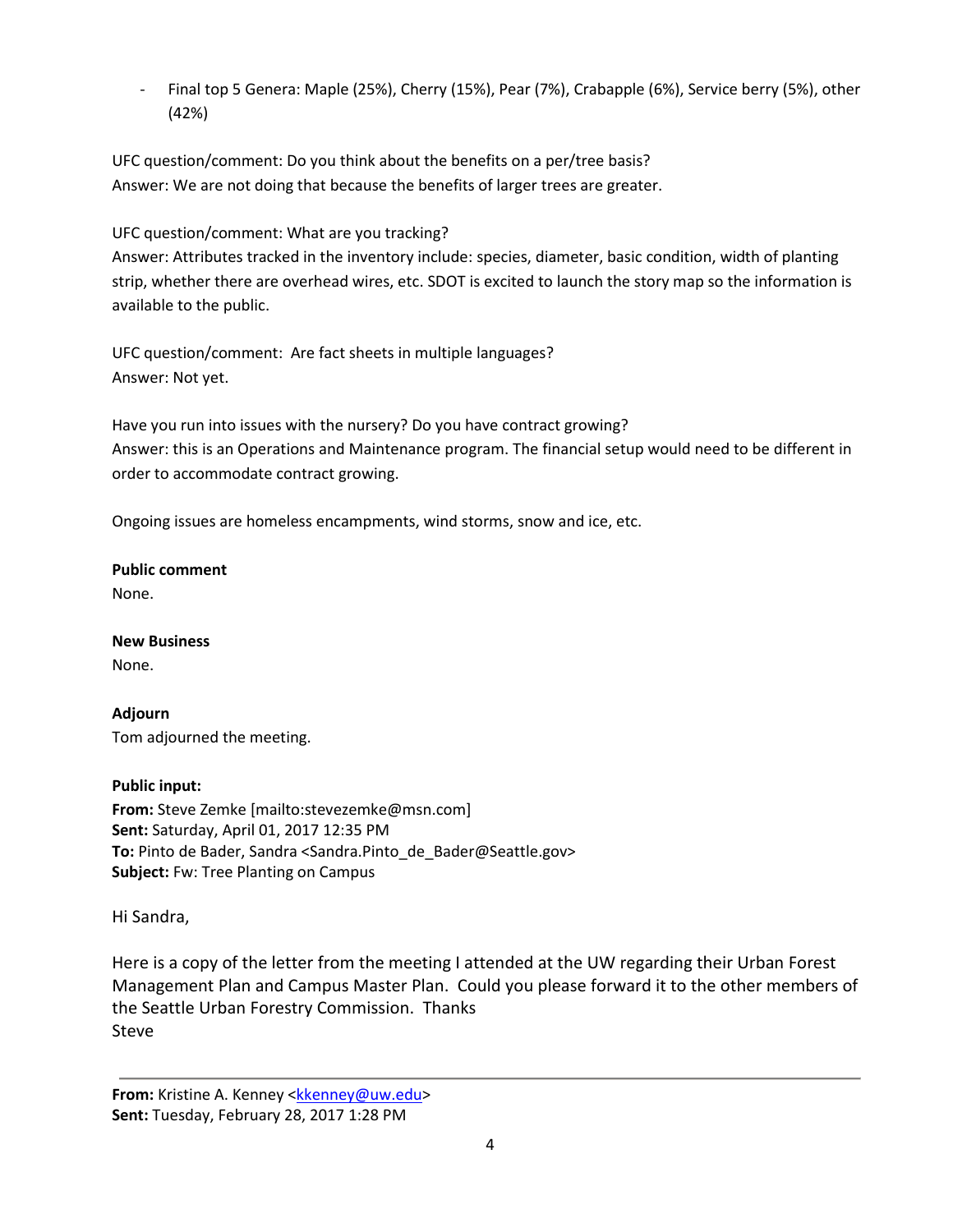- Final top 5 Genera: Maple (25%), Cherry (15%), Pear (7%), Crabapple (6%), Service berry (5%), other (42%)

UFC question/comment: Do you think about the benefits on a per/tree basis?
Answer: We are not doing that because the benefits of larger trees are greater.

UFC question/comment: What are you tracking?
Answer: Attributes tracked in the inventory include: species, diameter, basic condition, width of planting strip, whether there are overhead wires, etc. SDOT is excited to launch the story map so the information is available to the public.

UFC question/comment: Are fact sheets in multiple languages?
Answer: Not yet.

Have you run into issues with the nursery? Do you have contract growing?
Answer: this is an Operations and Maintenance program. The financial setup would need to be different in order to accommodate contract growing.

Ongoing issues are homeless encampments, wind storms, snow and ice, etc.

**Public comment**
None.

**New Business**
None.

**Adjourn**
Tom adjourned the meeting.

**Public input:**
**From:** Steve Zemke [mailto:stevezemke@msn.com]
**Sent:** Saturday, April 01, 2017 12:35 PM
**To:** Pinto de Bader, Sandra <Sandra.Pinto_de_Bader@Seattle.gov>
**Subject:** Fw: Tree Planting on Campus

Hi Sandra,

Here is a copy of the letter from the meeting I attended at the UW regarding their Urban Forest Management Plan and Campus Master Plan. Could you please forward it to the other members of the Seattle Urban Forestry Commission. Thanks
Steve

---

**From:** Kristine A. Kenney <kkenney@uw.edu>
**Sent:** Tuesday, February 28, 2017 1:28 PM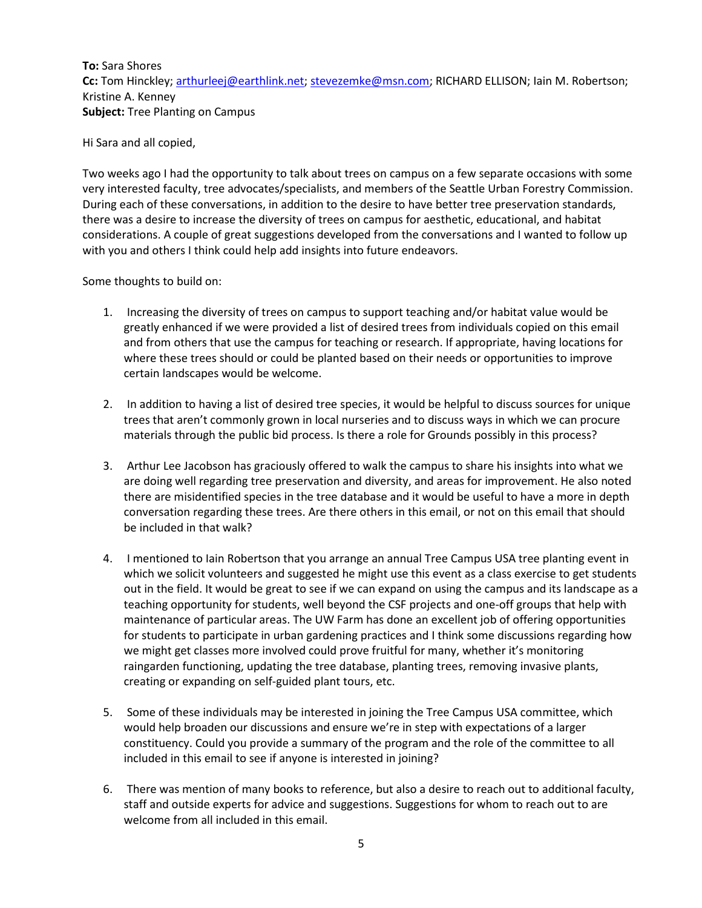**To:** Sara Shores
**Cc:** Tom Hinckley; arthurleej@earthlink.net; stevezemke@msn.com; RICHARD ELLISON; Iain M. Robertson; Kristine A. Kenney
**Subject:** Tree Planting on Campus

Hi Sara and all copied,

Two weeks ago I had the opportunity to talk about trees on campus on a few separate occasions with some very interested faculty, tree advocates/specialists, and members of the Seattle Urban Forestry Commission. During each of these conversations, in addition to the desire to have better tree preservation standards, there was a desire to increase the diversity of trees on campus for aesthetic, educational, and habitat considerations. A couple of great suggestions developed from the conversations and I wanted to follow up with you and others I think could help add insights into future endeavors.

Some thoughts to build on:

1. Increasing the diversity of trees on campus to support teaching and/or habitat value would be greatly enhanced if we were provided a list of desired trees from individuals copied on this email and from others that use the campus for teaching or research. If appropriate, having locations for where these trees should or could be planted based on their needs or opportunities to improve certain landscapes would be welcome.

2. In addition to having a list of desired tree species, it would be helpful to discuss sources for unique trees that aren't commonly grown in local nurseries and to discuss ways in which we can procure materials through the public bid process. Is there a role for Grounds possibly in this process?

3. Arthur Lee Jacobson has graciously offered to walk the campus to share his insights into what we are doing well regarding tree preservation and diversity, and areas for improvement. He also noted there are misidentified species in the tree database and it would be useful to have a more in depth conversation regarding these trees. Are there others in this email, or not on this email that should be included in that walk?

4. I mentioned to Iain Robertson that you arrange an annual Tree Campus USA tree planting event in which we solicit volunteers and suggested he might use this event as a class exercise to get students out in the field. It would be great to see if we can expand on using the campus and its landscape as a teaching opportunity for students, well beyond the CSF projects and one-off groups that help with maintenance of particular areas. The UW Farm has done an excellent job of offering opportunities for students to participate in urban gardening practices and I think some discussions regarding how we might get classes more involved could prove fruitful for many, whether it's monitoring raingarden functioning, updating the tree database, planting trees, removing invasive plants, creating or expanding on self-guided plant tours, etc.

5. Some of these individuals may be interested in joining the Tree Campus USA committee, which would help broaden our discussions and ensure we're in step with expectations of a larger constituency. Could you provide a summary of the program and the role of the committee to all included in this email to see if anyone is interested in joining?

6. There was mention of many books to reference, but also a desire to reach out to additional faculty, staff and outside experts for advice and suggestions. Suggestions for whom to reach out to are welcome from all included in this email.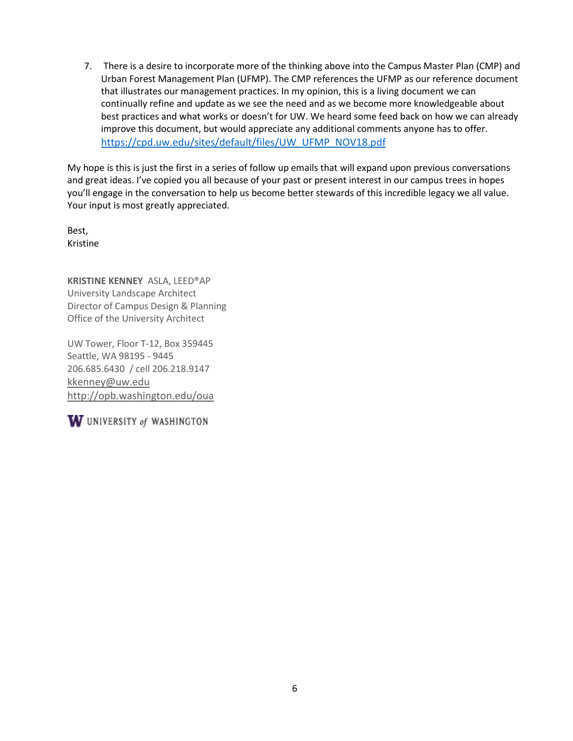7. There is a desire to incorporate more of the thinking above into the Campus Master Plan (CMP) and Urban Forest Management Plan (UFMP). The CMP references the UFMP as our reference document that illustrates our management practices. In my opinion, this is a living document we can continually refine and update as we see the need and as we become more knowledgeable about best practices and what works or doesn't for UW. We heard some feed back on how we can already improve this document, but would appreciate any additional comments anyone has to offer. https://cpd.uw.edu/sites/default/files/UW_UFMP_NOV18.pdf

My hope is this is just the first in a series of follow up emails that will expand upon previous conversations and great ideas. I've copied you all because of your past or present interest in our campus trees in hopes you'll engage in the conversation to help us become better stewards of this incredible legacy we all value. Your input is most greatly appreciated.

Best,
Kristine

**KRISTINE KENNEY** ASLA, LEED®AP
University Landscape Architect
Director of Campus Design & Planning
Office of the University Architect

UW Tower, Floor T-12, Box 359445
Seattle, WA 98195 - 9445
206.685.6430 / cell 206.218.9147
kkenney@uw.edu
http://opb.washington.edu/oua

**W** UNIVERSITY *of* WASHINGTON